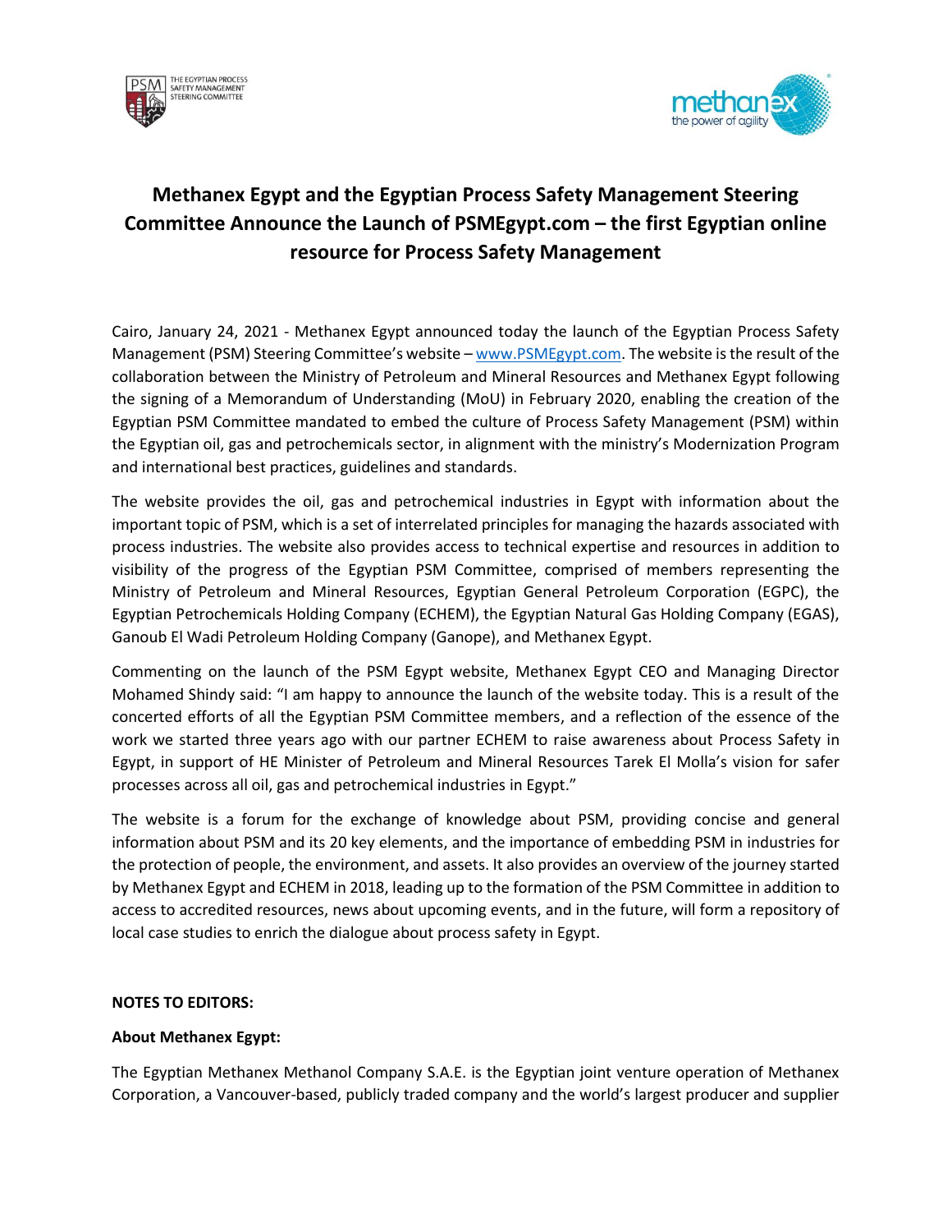# Methanex Egypt and the Egyptian Process Safety Management Steering Committee Announce the Launch of PSMEgypt.com – the first Egyptian online resource for Process Safety Management

Cairo, January 24, 2021 - Methanex Egypt announced today the launch of the Egyptian Process Safety Management (PSM) Steering Committee's website – www.PSMEgypt.com. The website is the result of the collaboration between the Ministry of Petroleum and Mineral Resources and Methanex Egypt following the signing of a Memorandum of Understanding (MoU) in February 2020, enabling the creation of the Egyptian PSM Committee mandated to embed the culture of Process Safety Management (PSM) within the Egyptian oil, gas and petrochemicals sector, in alignment with the ministry's Modernization Program and international best practices, guidelines and standards.

The website provides the oil, gas and petrochemical industries in Egypt with information about the important topic of PSM, which is a set of interrelated principles for managing the hazards associated with process industries. The website also provides access to technical expertise and resources in addition to visibility of the progress of the Egyptian PSM Committee, comprised of members representing the Ministry of Petroleum and Mineral Resources, Egyptian General Petroleum Corporation (EGPC), the Egyptian Petrochemicals Holding Company (ECHEM), the Egyptian Natural Gas Holding Company (EGAS), Ganoub El Wadi Petroleum Holding Company (Ganope), and Methanex Egypt.

Commenting on the launch of the PSM Egypt website, Methanex Egypt CEO and Managing Director Mohamed Shindy said: "I am happy to announce the launch of the website today. This is a result of the concerted efforts of all the Egyptian PSM Committee members, and a reflection of the essence of the work we started three years ago with our partner ECHEM to raise awareness about Process Safety in Egypt, in support of HE Minister of Petroleum and Mineral Resources Tarek El Molla's vision for safer processes across all oil, gas and petrochemical industries in Egypt."

The website is a forum for the exchange of knowledge about PSM, providing concise and general information about PSM and its 20 key elements, and the importance of embedding PSM in industries for the protection of people, the environment, and assets. It also provides an overview of the journey started by Methanex Egypt and ECHEM in 2018, leading up to the formation of the PSM Committee in addition to access to accredited resources, news about upcoming events, and in the future, will form a repository of local case studies to enrich the dialogue about process safety in Egypt.

**NOTES TO EDITORS:**

**About Methanex Egypt:**

The Egyptian Methanex Methanol Company S.A.E. is the Egyptian joint venture operation of Methanex Corporation, a Vancouver-based, publicly traded company and the world's largest producer and supplier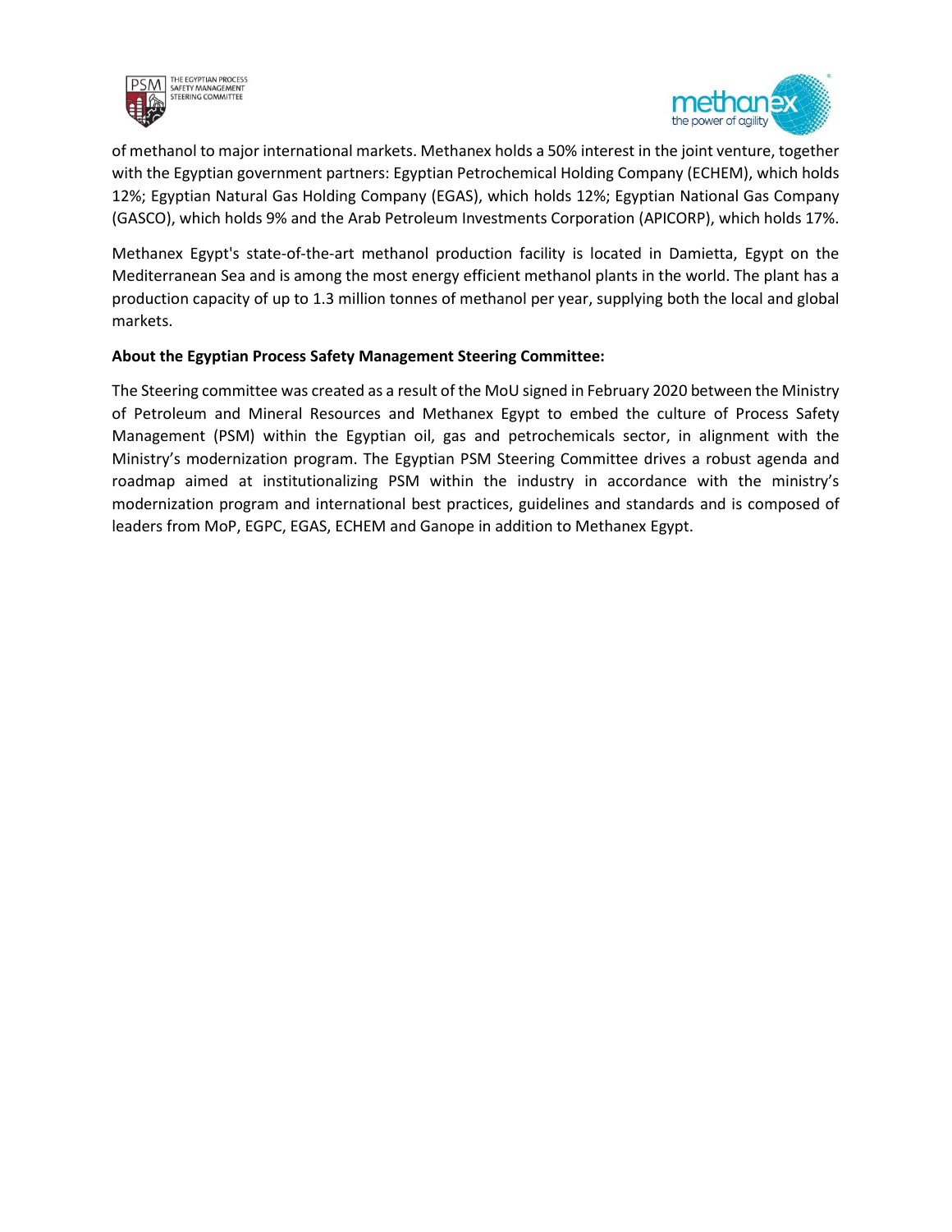of methanol to major international markets. Methanex holds a 50% interest in the joint venture, together with the Egyptian government partners: Egyptian Petrochemical Holding Company (ECHEM), which holds 12%; Egyptian Natural Gas Holding Company (EGAS), which holds 12%; Egyptian National Gas Company (GASCO), which holds 9% and the Arab Petroleum Investments Corporation (APICORP), which holds 17%.

Methanex Egypt's state-of-the-art methanol production facility is located in Damietta, Egypt on the Mediterranean Sea and is among the most energy efficient methanol plants in the world. The plant has a production capacity of up to 1.3 million tonnes of methanol per year, supplying both the local and global markets.

**About the Egyptian Process Safety Management Steering Committee:**

The Steering committee was created as a result of the MoU signed in February 2020 between the Ministry of Petroleum and Mineral Resources and Methanex Egypt to embed the culture of Process Safety Management (PSM) within the Egyptian oil, gas and petrochemicals sector, in alignment with the Ministry's modernization program. The Egyptian PSM Steering Committee drives a robust agenda and roadmap aimed at institutionalizing PSM within the industry in accordance with the ministry's modernization program and international best practices, guidelines and standards and is composed of leaders from MoP, EGPC, EGAS, ECHEM and Ganope in addition to Methanex Egypt.